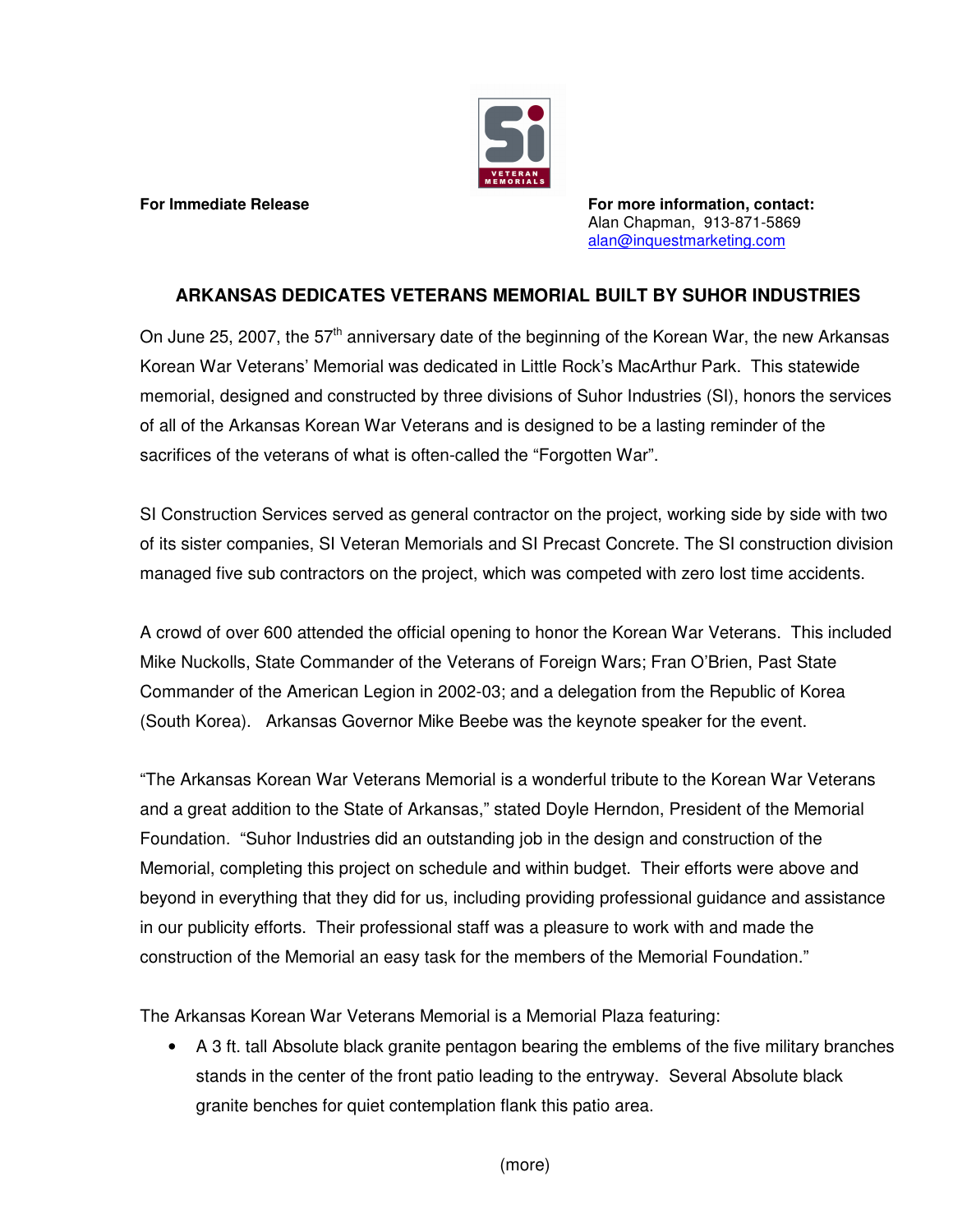**For Immediate Release**

**For more information, contact:**
Alan Chapman, 913-871-5869
alan@inquestmarketing.com

## ARKANSAS DEDICATES VETERANS MEMORIAL BUILT BY SUHOR INDUSTRIES

On June 25, 2007, the 57th anniversary date of the beginning of the Korean War, the new Arkansas Korean War Veterans' Memorial was dedicated in Little Rock's MacArthur Park. This statewide memorial, designed and constructed by three divisions of Suhor Industries (SI), honors the services of all of the Arkansas Korean War Veterans and is designed to be a lasting reminder of the sacrifices of the veterans of what is often-called the "Forgotten War".

SI Construction Services served as general contractor on the project, working side by side with two of its sister companies, SI Veteran Memorials and SI Precast Concrete. The SI construction division managed five sub contractors on the project, which was competed with zero lost time accidents.

A crowd of over 600 attended the official opening to honor the Korean War Veterans. This included Mike Nuckolls, State Commander of the Veterans of Foreign Wars; Fran O'Brien, Past State Commander of the American Legion in 2002-03; and a delegation from the Republic of Korea (South Korea). Arkansas Governor Mike Beebe was the keynote speaker for the event.

"The Arkansas Korean War Veterans Memorial is a wonderful tribute to the Korean War Veterans and a great addition to the State of Arkansas," stated Doyle Herndon, President of the Memorial Foundation. "Suhor Industries did an outstanding job in the design and construction of the Memorial, completing this project on schedule and within budget. Their efforts were above and beyond in everything that they did for us, including providing professional guidance and assistance in our publicity efforts. Their professional staff was a pleasure to work with and made the construction of the Memorial an easy task for the members of the Memorial Foundation."

The Arkansas Korean War Veterans Memorial is a Memorial Plaza featuring:

- A 3 ft. tall Absolute black granite pentagon bearing the emblems of the five military branches stands in the center of the front patio leading to the entryway. Several Absolute black granite benches for quiet contemplation flank this patio area.

(more)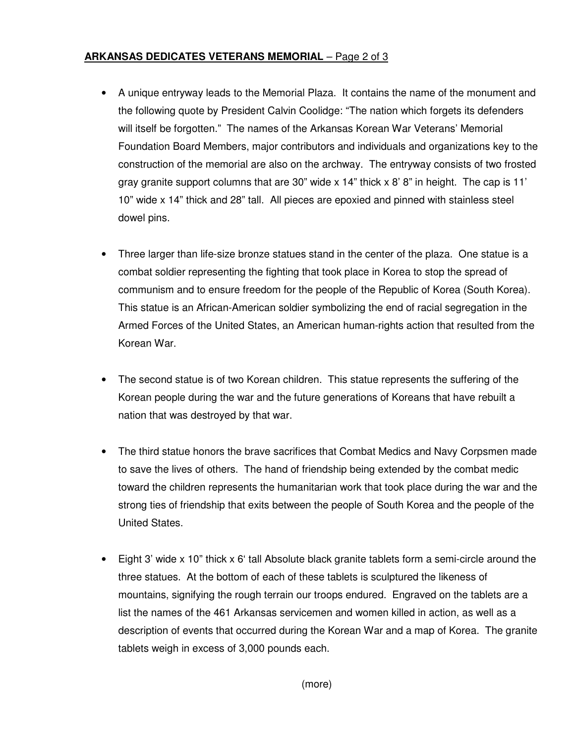- A unique entryway leads to the Memorial Plaza. It contains the name of the monument and the following quote by President Calvin Coolidge: "The nation which forgets its defenders will itself be forgotten." The names of the Arkansas Korean War Veterans' Memorial Foundation Board Members, major contributors and individuals and organizations key to the construction of the memorial are also on the archway. The entryway consists of two frosted gray granite support columns that are 30" wide x 14" thick x 8' 8" in height. The cap is 11' 10" wide x 14" thick and 28" tall. All pieces are epoxied and pinned with stainless steel dowel pins.

- Three larger than life-size bronze statues stand in the center of the plaza. One statue is a combat soldier representing the fighting that took place in Korea to stop the spread of communism and to ensure freedom for the people of the Republic of Korea (South Korea). This statue is an African-American soldier symbolizing the end of racial segregation in the Armed Forces of the United States, an American human-rights action that resulted from the Korean War.

- The second statue is of two Korean children. This statue represents the suffering of the Korean people during the war and the future generations of Koreans that have rebuilt a nation that was destroyed by that war.

- The third statue honors the brave sacrifices that Combat Medics and Navy Corpsmen made to save the lives of others. The hand of friendship being extended by the combat medic toward the children represents the humanitarian work that took place during the war and the strong ties of friendship that exits between the people of South Korea and the people of the United States.

- Eight 3' wide x 10" thick x 6' tall Absolute black granite tablets form a semi-circle around the three statues. At the bottom of each of these tablets is sculptured the likeness of mountains, signifying the rough terrain our troops endured. Engraved on the tablets are a list the names of the 461 Arkansas servicemen and women killed in action, as well as a description of events that occurred during the Korean War and a map of Korea. The granite tablets weigh in excess of 3,000 pounds each.

(more)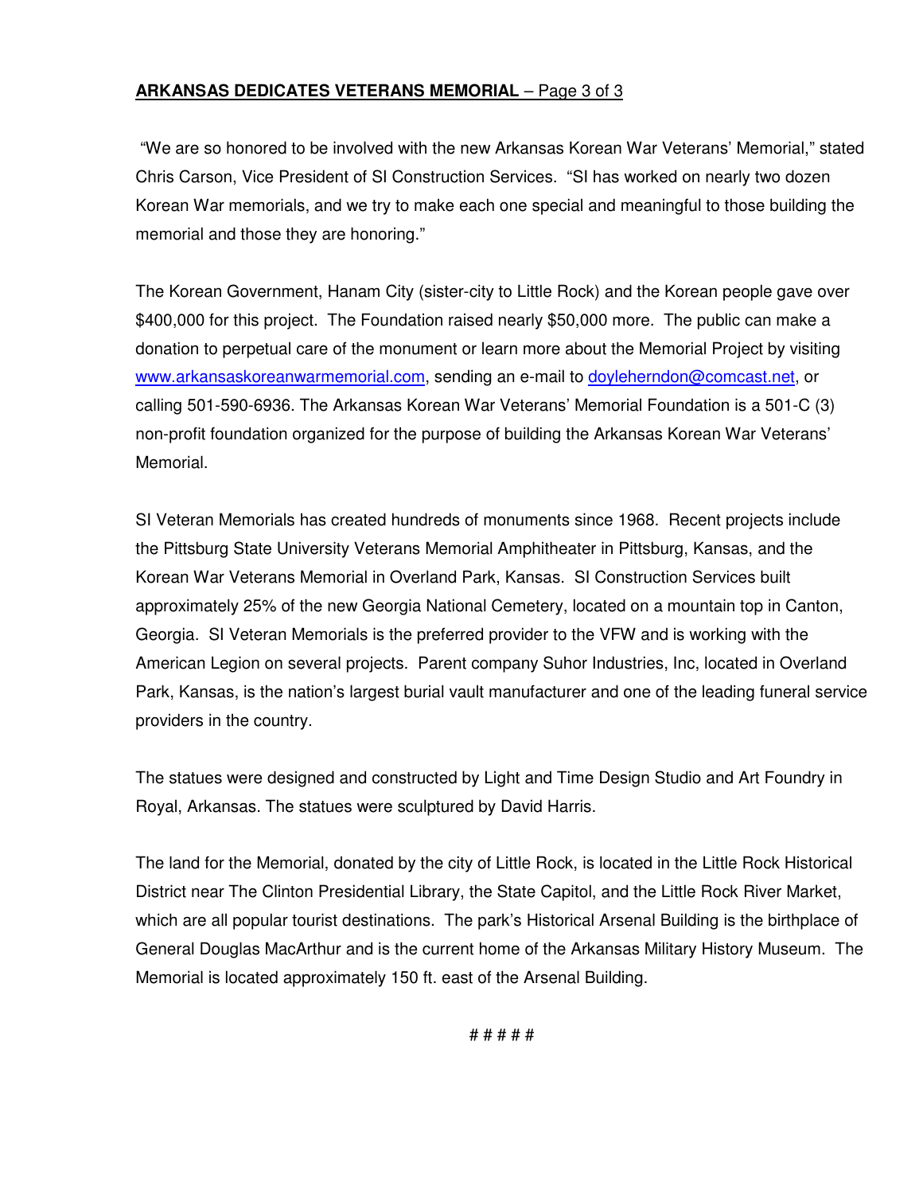“We are so honored to be involved with the new Arkansas Korean War Veterans’ Memorial,” stated Chris Carson, Vice President of SI Construction Services. “SI has worked on nearly two dozen Korean War memorials, and we try to make each one special and meaningful to those building the memorial and those they are honoring.”

The Korean Government, Hanam City (sister-city to Little Rock) and the Korean people gave over $400,000 for this project. The Foundation raised nearly $50,000 more. The public can make a donation to perpetual care of the monument or learn more about the Memorial Project by visiting www.arkansaskoreanwarmemorial.com, sending an e-mail to doyleherndon@comcast.net, or calling 501-590-6936. The Arkansas Korean War Veterans’ Memorial Foundation is a 501-C (3) non-profit foundation organized for the purpose of building the Arkansas Korean War Veterans’ Memorial.

SI Veteran Memorials has created hundreds of monuments since 1968. Recent projects include the Pittsburg State University Veterans Memorial Amphitheater in Pittsburg, Kansas, and the Korean War Veterans Memorial in Overland Park, Kansas. SI Construction Services built approximately 25% of the new Georgia National Cemetery, located on a mountain top in Canton, Georgia. SI Veteran Memorials is the preferred provider to the VFW and is working with the American Legion on several projects. Parent company Suhor Industries, Inc, located in Overland Park, Kansas, is the nation’s largest burial vault manufacturer and one of the leading funeral service providers in the country.

The statues were designed and constructed by Light and Time Design Studio and Art Foundry in Royal, Arkansas. The statues were sculptured by David Harris.

The land for the Memorial, donated by the city of Little Rock, is located in the Little Rock Historical District near The Clinton Presidential Library, the State Capitol, and the Little Rock River Market, which are all popular tourist destinations. The park’s Historical Arsenal Building is the birthplace of General Douglas MacArthur and is the current home of the Arkansas Military History Museum. The Memorial is located approximately 150 ft. east of the Arsenal Building.

# # # # #